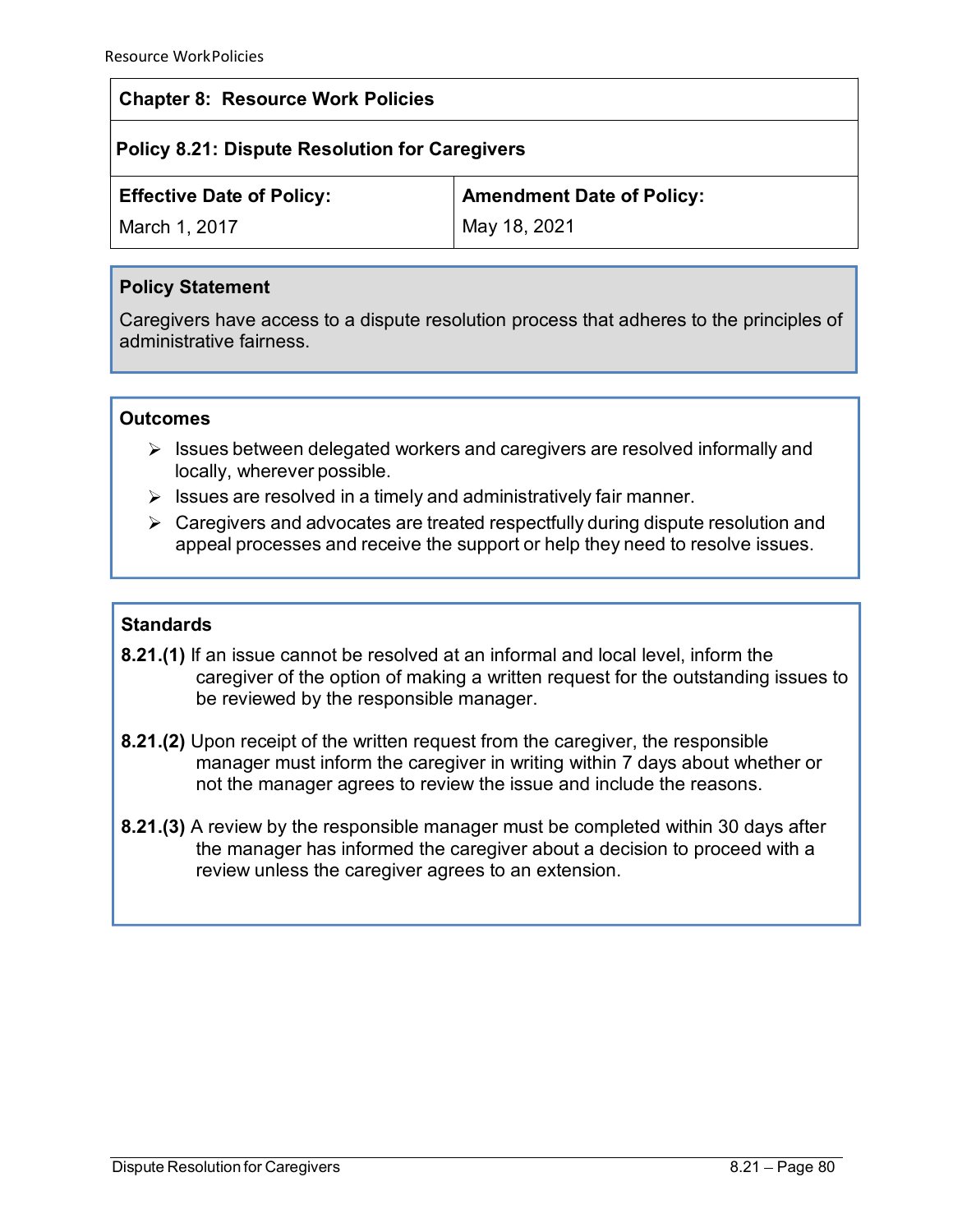## Chapter 8: Resource Work Policies

### Policy 8.21: Dispute Resolution for Caregivers

| Effective Date of Policy: | Amendment Date of Policy: |
| --- | --- |
| March 1, 2017 | May 18, 2021 |

**Policy Statement**

Caregivers have access to a dispute resolution process that adheres to the principles of administrative fairness.

**Outcomes**

- Issues between delegated workers and caregivers are resolved informally and locally, wherever possible.
- Issues are resolved in a timely and administratively fair manner.
- Caregivers and advocates are treated respectfully during dispute resolution and appeal processes and receive the support or help they need to resolve issues.

**Standards**

**8.21.(1)** If an issue cannot be resolved at an informal and local level, inform the caregiver of the option of making a written request for the outstanding issues to be reviewed by the responsible manager.

**8.21.(2)** Upon receipt of the written request from the caregiver, the responsible manager must inform the caregiver in writing within 7 days about whether or not the manager agrees to review the issue and include the reasons.

**8.21.(3)** A review by the responsible manager must be completed within 30 days after the manager has informed the caregiver about a decision to proceed with a review unless the caregiver agrees to an extension.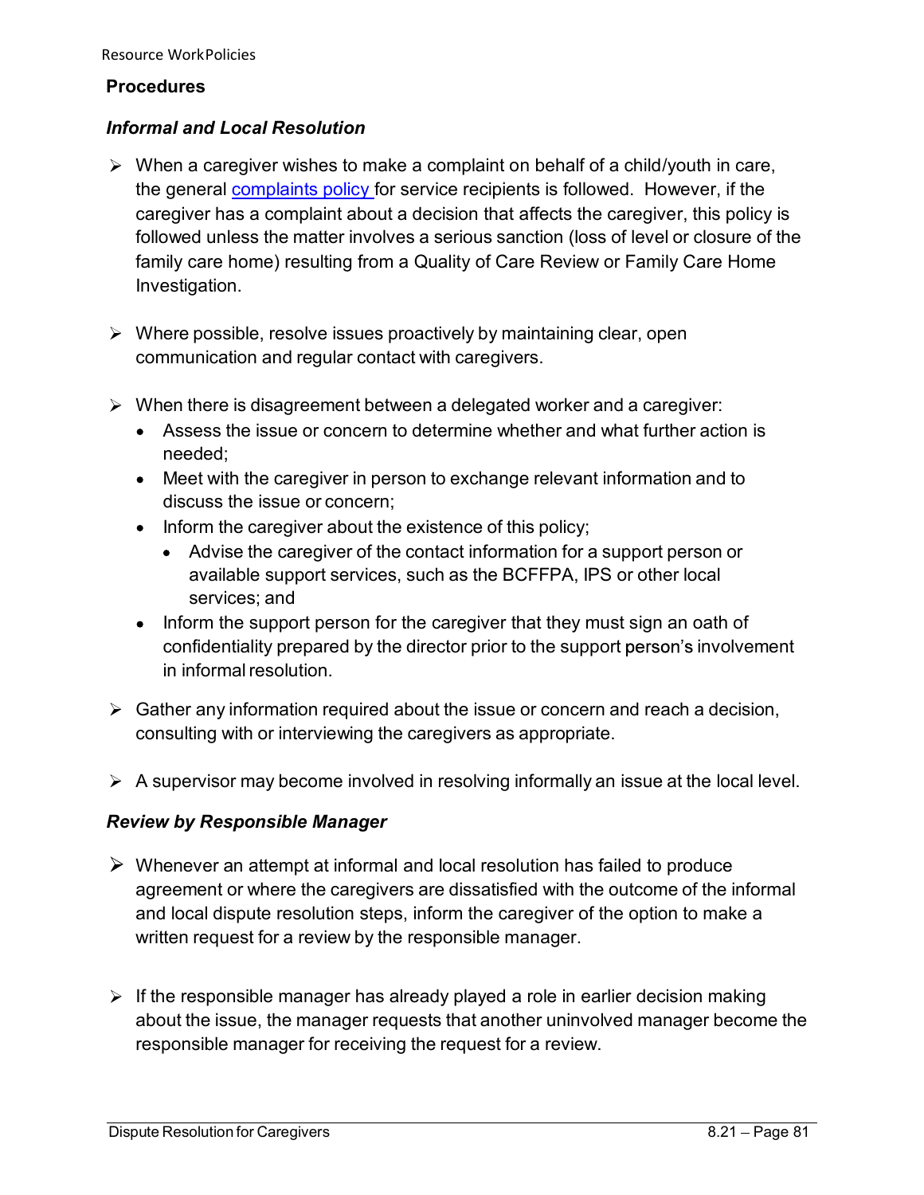## Procedures

### *Informal and Local Resolution*

- When a caregiver wishes to make a complaint on behalf of a child/youth in care, the general complaints policy for service recipients is followed. However, if the caregiver has a complaint about a decision that affects the caregiver, this policy is followed unless the matter involves a serious sanction (loss of level or closure of the family care home) resulting from a Quality of Care Review or Family Care Home Investigation.

- Where possible, resolve issues proactively by maintaining clear, open communication and regular contact with caregivers.

- When there is disagreement between a delegated worker and a caregiver:
  - Assess the issue or concern to determine whether and what further action is needed;
  - Meet with the caregiver in person to exchange relevant information and to discuss the issue or concern;
  - Inform the caregiver about the existence of this policy;
    - Advise the caregiver of the contact information for a support person or available support services, such as the BCFFPA, IPS or other local services; and
  - Inform the support person for the caregiver that they must sign an oath of confidentiality prepared by the director prior to the support person's involvement in informal resolution.

- Gather any information required about the issue or concern and reach a decision, consulting with or interviewing the caregivers as appropriate.

- A supervisor may become involved in resolving informally an issue at the local level.

### *Review by Responsible Manager*

- Whenever an attempt at informal and local resolution has failed to produce agreement or where the caregivers are dissatisfied with the outcome of the informal and local dispute resolution steps, inform the caregiver of the option to make a written request for a review by the responsible manager.

- If the responsible manager has already played a role in earlier decision making about the issue, the manager requests that another uninvolved manager become the responsible manager for receiving the request for a review.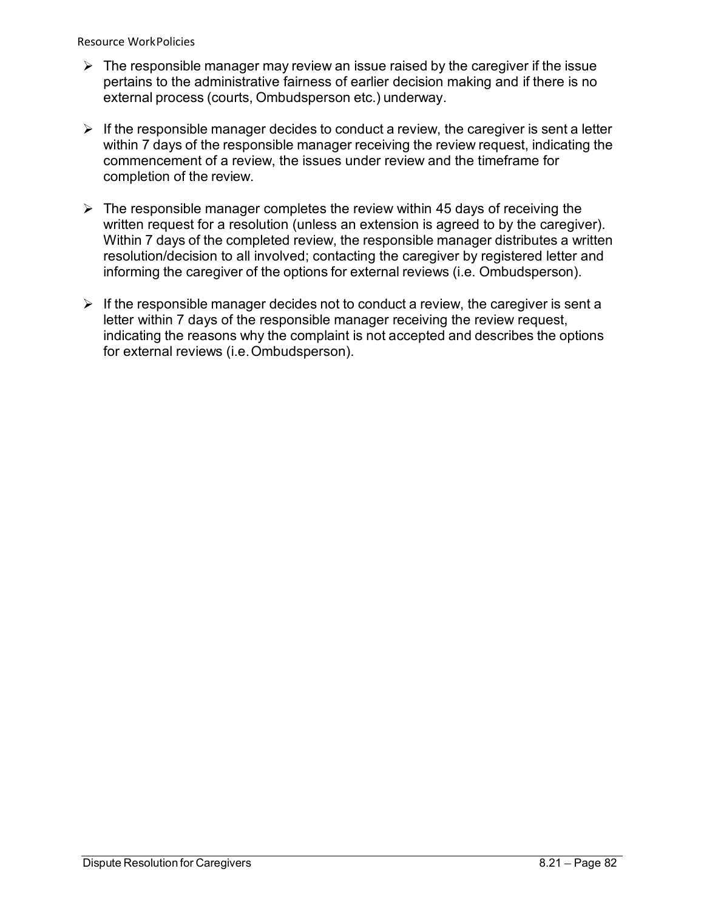- The responsible manager may review an issue raised by the caregiver if the issue pertains to the administrative fairness of earlier decision making and if there is no external process (courts, Ombudsperson etc.) underway.

- If the responsible manager decides to conduct a review, the caregiver is sent a letter within 7 days of the responsible manager receiving the review request, indicating the commencement of a review, the issues under review and the timeframe for completion of the review.

- The responsible manager completes the review within 45 days of receiving the written request for a resolution (unless an extension is agreed to by the caregiver). Within 7 days of the completed review, the responsible manager distributes a written resolution/decision to all involved; contacting the caregiver by registered letter and informing the caregiver of the options for external reviews (i.e. Ombudsperson).

- If the responsible manager decides not to conduct a review, the caregiver is sent a letter within 7 days of the responsible manager receiving the review request, indicating the reasons why the complaint is not accepted and describes the options for external reviews (i.e. Ombudsperson).